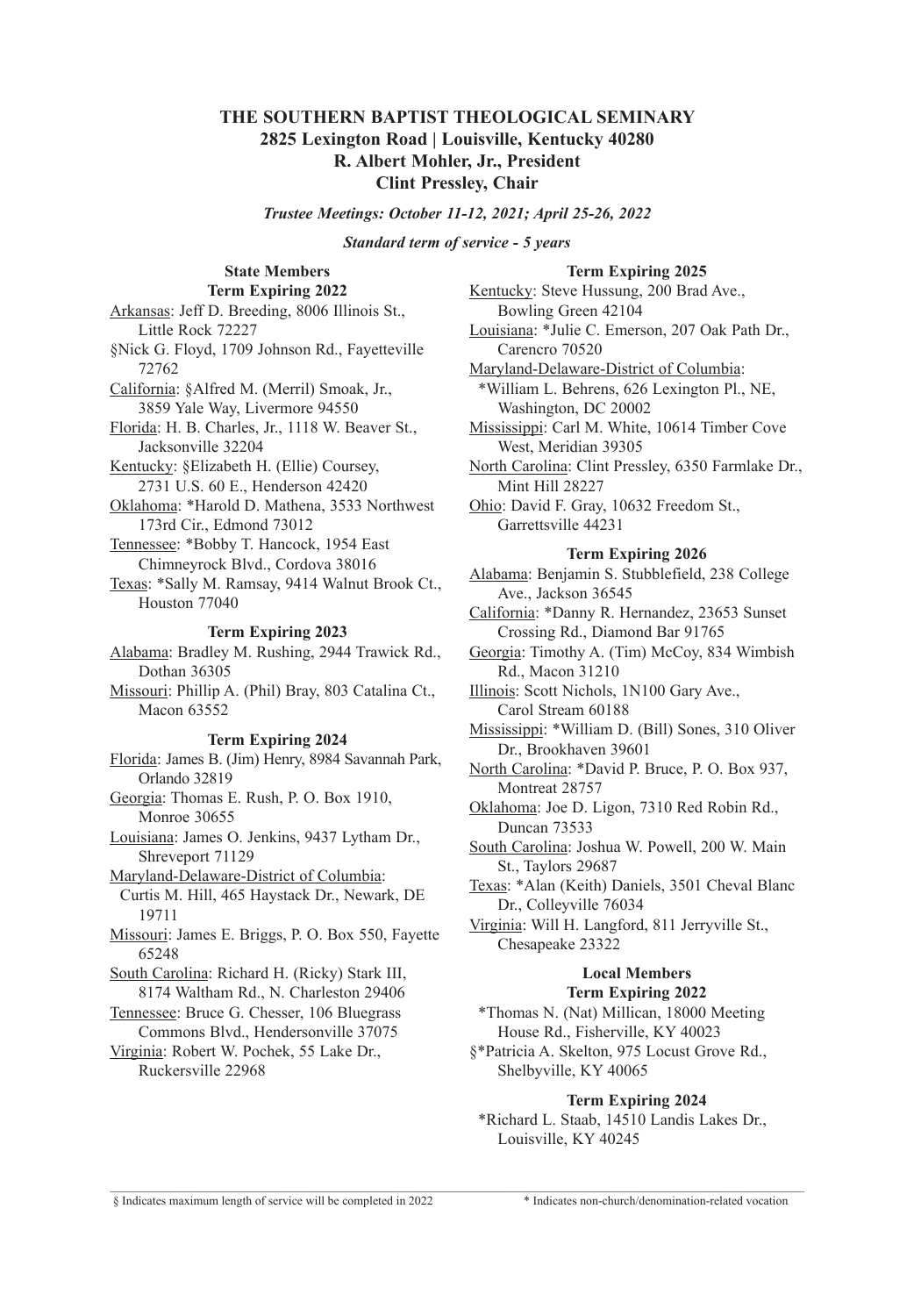# THE SOUTHERN BAPTIST THEOLOGICAL SEMINARY

**2825 Lexington Road | Louisville, Kentucky 40280**

**R. Albert Mohler, Jr., President**

**Clint Pressley, Chair**

***Trustee Meetings: October 11-12, 2021; April 25-26, 2022***

***Standard term of service - 5 years***

## State Members

### Term Expiring 2022

Arkansas: Jeff D. Breeding, 8006 Illinois St., Little Rock 72227

§Nick G. Floyd, 1709 Johnson Rd., Fayetteville 72762

California: §Alfred M. (Merril) Smoak, Jr., 3859 Yale Way, Livermore 94550

Florida: H. B. Charles, Jr., 1118 W. Beaver St., Jacksonville 32204

Kentucky: §Elizabeth H. (Ellie) Coursey, 2731 U.S. 60 E., Henderson 42420

Oklahoma: *Harold D. Mathena, 3533 Northwest 173rd Cir., Edmond 73012

Tennessee: *Bobby T. Hancock, 1954 East Chimneyrock Blvd., Cordova 38016

Texas: *Sally M. Ramsay, 9414 Walnut Brook Ct., Houston 77040

### Term Expiring 2023

Alabama: Bradley M. Rushing, 2944 Trawick Rd., Dothan 36305

Missouri: Phillip A. (Phil) Bray, 803 Catalina Ct., Macon 63552

### Term Expiring 2024

Florida: James B. (Jim) Henry, 8984 Savannah Park, Orlando 32819

Georgia: Thomas E. Rush, P. O. Box 1910, Monroe 30655

Louisiana: James O. Jenkins, 9437 Lytham Dr., Shreveport 71129

Maryland-Delaware-District of Columbia: Curtis M. Hill, 465 Haystack Dr., Newark, DE 19711

Missouri: James E. Briggs, P. O. Box 550, Fayette 65248

South Carolina: Richard H. (Ricky) Stark III, 8174 Waltham Rd., N. Charleston 29406

Tennessee: Bruce G. Chesser, 106 Bluegrass Commons Blvd., Hendersonville 37075

Virginia: Robert W. Pochek, 55 Lake Dr., Ruckersville 22968

### Term Expiring 2025

Kentucky: Steve Hussung, 200 Brad Ave., Bowling Green 42104

Louisiana: *Julie C. Emerson, 207 Oak Path Dr., Carencro 70520

Maryland-Delaware-District of Columbia: *William L. Behrens, 626 Lexington Pl., NE, Washington, DC 20002

Mississippi: Carl M. White, 10614 Timber Cove West, Meridian 39305

North Carolina: Clint Pressley, 6350 Farmlake Dr., Mint Hill 28227

Ohio: David F. Gray, 10632 Freedom St., Garrettsville 44231

### Term Expiring 2026

Alabama: Benjamin S. Stubblefield, 238 College Ave., Jackson 36545

California: *Danny R. Hernandez, 23653 Sunset Crossing Rd., Diamond Bar 91765

Georgia: Timothy A. (Tim) McCoy, 834 Wimbish Rd., Macon 31210

Illinois: Scott Nichols, 1N100 Gary Ave., Carol Stream 60188

Mississippi: *William D. (Bill) Sones, 310 Oliver Dr., Brookhaven 39601

North Carolina: *David P. Bruce, P. O. Box 937, Montreat 28757

Oklahoma: Joe D. Ligon, 7310 Red Robin Rd., Duncan 73533

South Carolina: Joshua W. Powell, 200 W. Main St., Taylors 29687

Texas: *Alan (Keith) Daniels, 3501 Cheval Blanc Dr., Colleyville 76034

Virginia: Will H. Langford, 811 Jerryville St., Chesapeake 23322

## Local Members

### Term Expiring 2022

*Thomas N. (Nat) Millican, 18000 Meeting House Rd., Fisherville, KY 40023

§*Patricia A. Skelton, 975 Locust Grove Rd., Shelbyville, KY 40065

### Term Expiring 2024

*Richard L. Staab, 14510 Landis Lakes Dr., Louisville, KY 40245

---

§ Indicates maximum length of service will be completed in 2022

* Indicates non-church/denomination-related vocation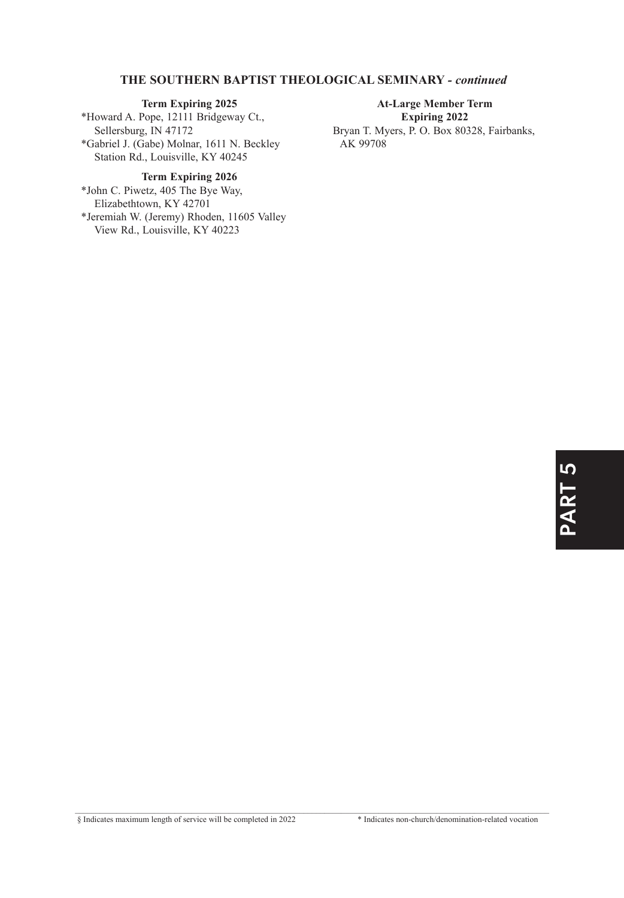## THE SOUTHERN BAPTIST THEOLOGICAL SEMINARY - *continued*

**Term Expiring 2025**

*Howard A. Pope, 12111 Bridgeway Ct., Sellersburg, IN 47172

*Gabriel J. (Gabe) Molnar, 1611 N. Beckley Station Rd., Louisville, KY 40245

**Term Expiring 2026**

*John C. Piwetz, 405 The Bye Way, Elizabethtown, KY 42701

*Jeremiah W. (Jeremy) Rhoden, 11605 Valley View Rd., Louisville, KY 40223

**At-Large Member Term Expiring 2022**

Bryan T. Myers, P. O. Box 80328, Fairbanks, AK 99708

§ Indicates maximum length of service will be completed in 2022

* Indicates non-church/denomination-related vocation